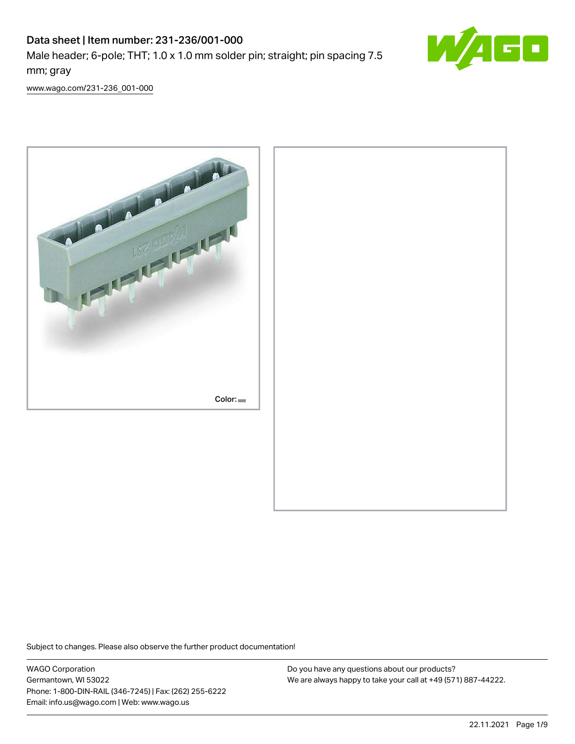# Data sheet | Item number: 231-236/001-000

Male header; 6-pole; THT; 1.0 x 1.0 mm solder pin; straight; pin spacing 7.5 mm; gray

[www.wago.com/231-236_001-000](www.wago.com/231-236_001-000)

Color:

Subject to changes. Please also observe the further product documentation!

WAGO Corporation
Germantown, WI 53022
Phone: 1-800-DIN-RAIL (346-7245) | Fax: (262) 255-6222
Email: info.us@wago.com | Web: www.wago.us

Do you have any questions about our products?
We are always happy to take your call at +49 (571) 887-44222.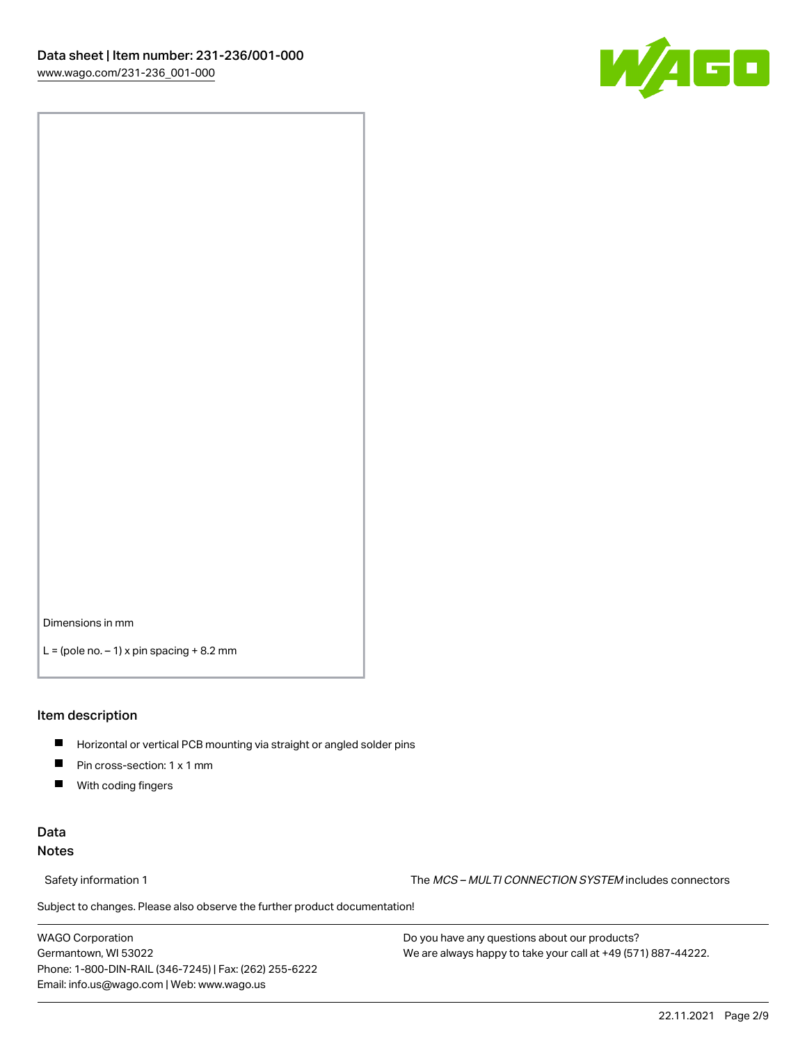Dimensions in mm

L = (pole no. – 1) x pin spacing + 8.2 mm

## Item description

- Horizontal or vertical PCB mounting via straight or angled solder pins
- Pin cross-section: 1 x 1 mm
- With coding fingers

## Data

### Notes

Safety information 1 The *MCS – MULTI CONNECTION SYSTEM* includes connectors

Subject to changes. Please also observe the further product documentation!

WAGO Corporation
Germantown, WI 53022
Phone: 1-800-DIN-RAIL (346-7245) | Fax: (262) 255-6222
Email: info.us@wago.com | Web: www.wago.us

Do you have any questions about our products?
We are always happy to take your call at +49 (571) 887-44222.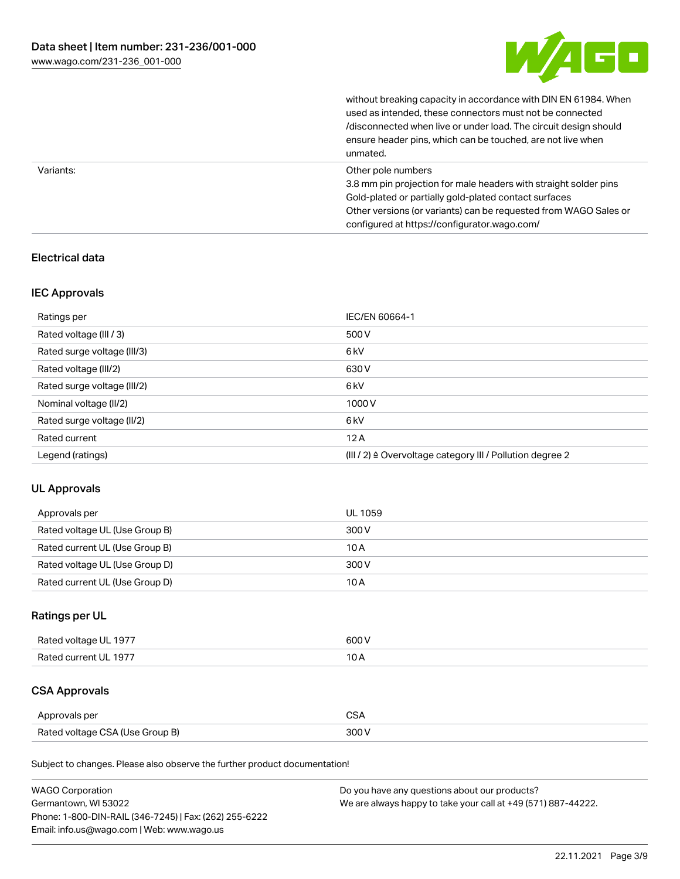| | |
|---|---|
| | without breaking capacity in accordance with DIN EN 61984. When used as intended, these connectors must not be connected /disconnected when live or under load. The circuit design should ensure header pins, which can be touched, are not live when unmated. |
| Variants: | Other pole numbers<br>3.8 mm pin projection for male headers with straight solder pins<br>Gold-plated or partially gold-plated contact surfaces<br>Other versions (or variants) can be requested from WAGO Sales or configured at https://configurator.wago.com/ |

## Electrical data

### IEC Approvals

| | |
|---|---|
| Ratings per | IEC/EN 60664-1 |
| Rated voltage (III / 3) | 500 V |
| Rated surge voltage (III/3) | 6 kV |
| Rated voltage (III/2) | 630 V |
| Rated surge voltage (III/2) | 6 kV |
| Nominal voltage (II/2) | 1000 V |
| Rated surge voltage (II/2) | 6 kV |
| Rated current | 12 A |
| Legend (ratings) | (III / 2) ≙ Overvoltage category III / Pollution degree 2 |

### UL Approvals

| | |
|---|---|
| Approvals per | UL 1059 |
| Rated voltage UL (Use Group B) | 300 V |
| Rated current UL (Use Group B) | 10 A |
| Rated voltage UL (Use Group D) | 300 V |
| Rated current UL (Use Group D) | 10 A |

### Ratings per UL

| | |
|---|---|
| Rated voltage UL 1977 | 600 V |
| Rated current UL 1977 | 10 A |

### CSA Approvals

| | |
|---|---|
| Approvals per | CSA |
| Rated voltage CSA (Use Group B) | 300 V |

Subject to changes. Please also observe the further product documentation!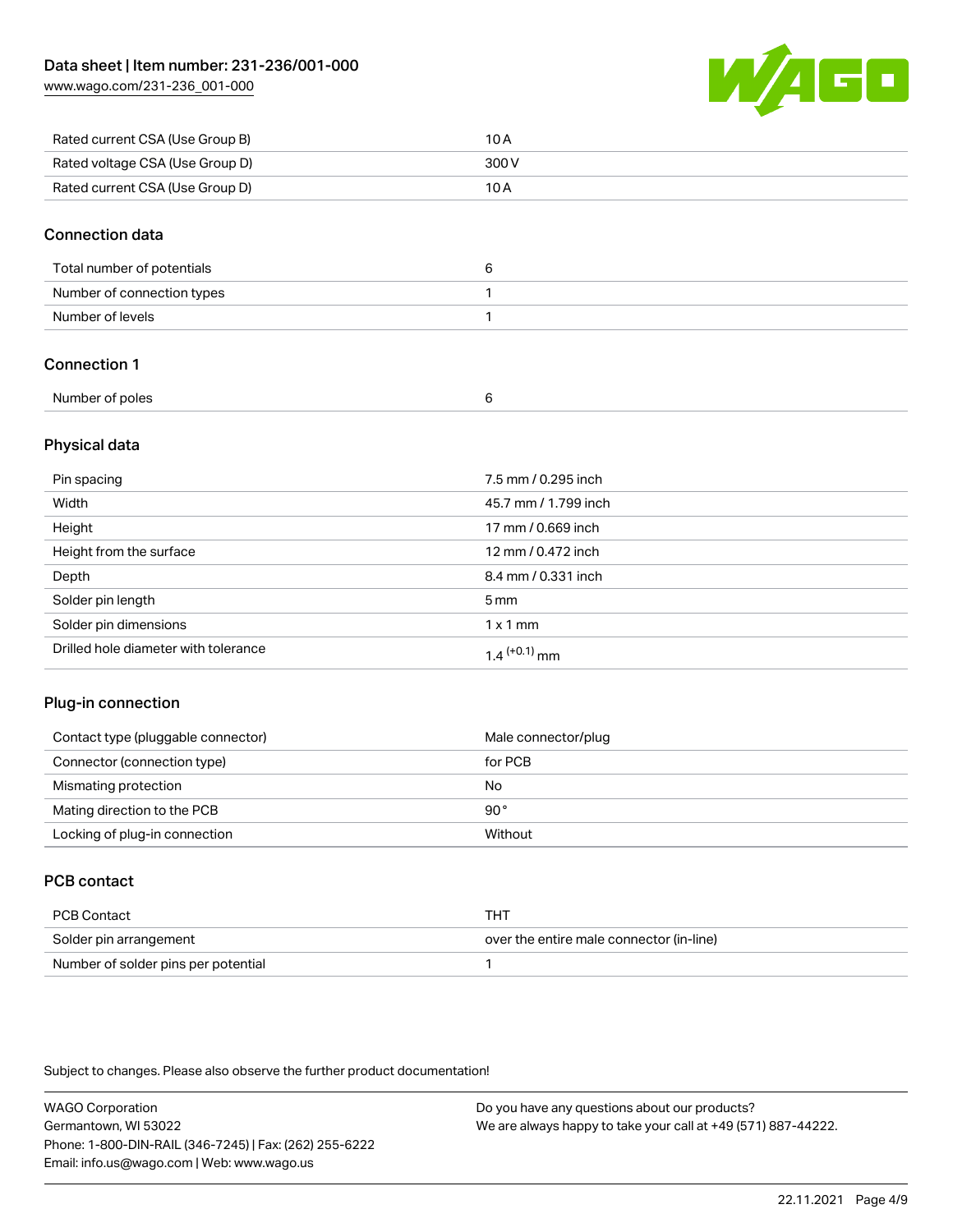| | |
|---|---|
| Rated current CSA (Use Group B) | 10 A |
| Rated voltage CSA (Use Group D) | 300 V |
| Rated current CSA (Use Group D) | 10 A |

## Connection data

| | |
|---|---|
| Total number of potentials | 6 |
| Number of connection types | 1 |
| Number of levels | 1 |

## Connection 1

| | |
|---|---|
| Number of poles | 6 |

## Physical data

| | |
|---|---|
| Pin spacing | 7.5 mm / 0.295 inch |
| Width | 45.7 mm / 1.799 inch |
| Height | 17 mm / 0.669 inch |
| Height from the surface | 12 mm / 0.472 inch |
| Depth | 8.4 mm / 0.331 inch |
| Solder pin length | 5 mm |
| Solder pin dimensions | 1 x 1 mm |
| Drilled hole diameter with tolerance | $1.4^{(+0.1)}$ mm |

## Plug-in connection

| | |
|---|---|
| Contact type (pluggable connector) | Male connector/plug |
| Connector (connection type) | for PCB |
| Mismating protection | No |
| Mating direction to the PCB | 90° |
| Locking of plug-in connection | Without |

## PCB contact

| | |
|---|---|
| PCB Contact | THT |
| Solder pin arrangement | over the entire male connector (in-line) |
| Number of solder pins per potential | 1 |

Subject to changes. Please also observe the further product documentation!

WAGO Corporation
Germantown, WI 53022
Phone: 1-800-DIN-RAIL (346-7245) | Fax: (262) 255-6222
Email: info.us@wago.com | Web: www.wago.us

Do you have any questions about our products?
We are always happy to take your call at +49 (571) 887-44222.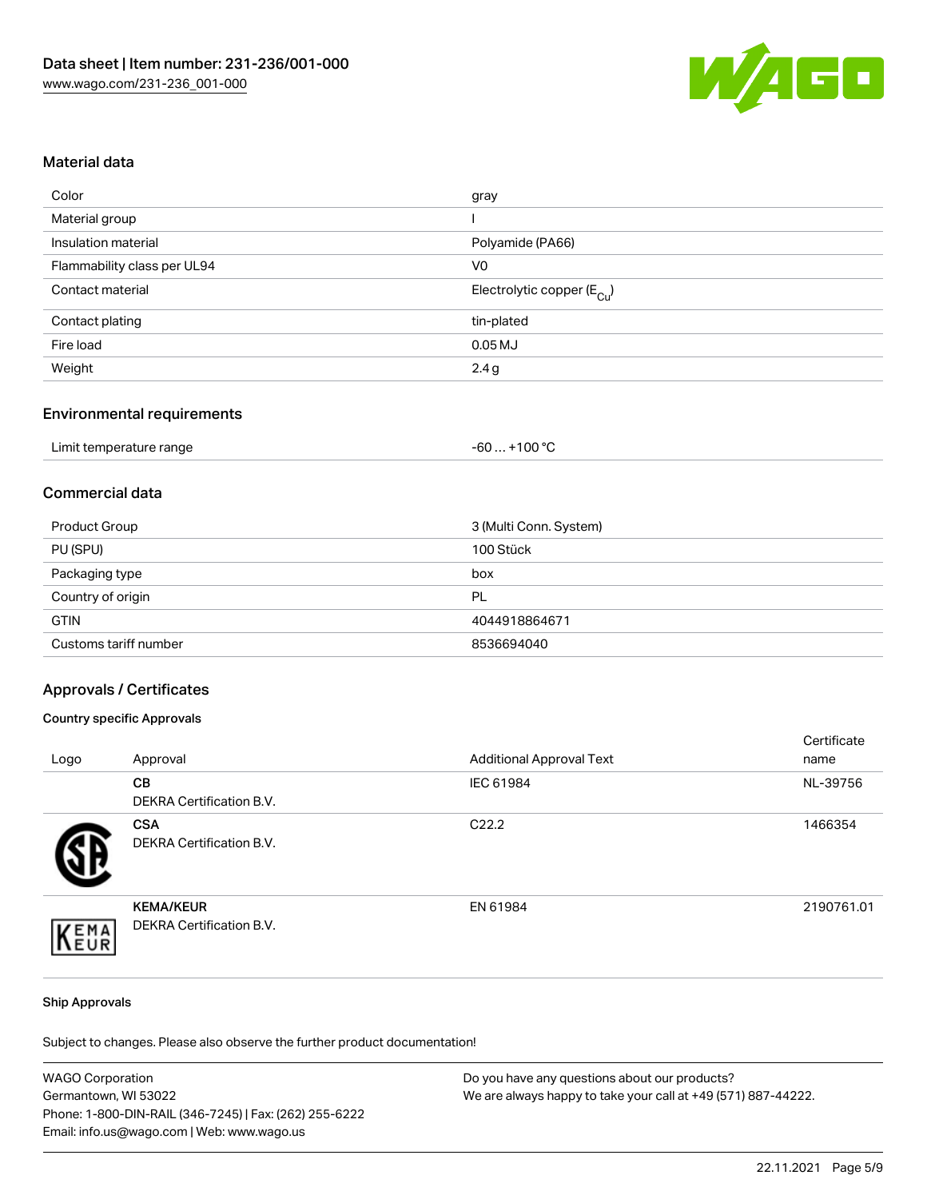## Material data

| | |
|---|---|
| Color | gray |
| Material group | I |
| Insulation material | Polyamide (PA66) |
| Flammability class per UL94 | V0 |
| Contact material | Electrolytic copper ($E_{Cu}$) |
| Contact plating | tin-plated |
| Fire load | 0.05 MJ |
| Weight | 2.4 g |

## Environmental requirements

| | |
|---|---|
| Limit temperature range | -60 … +100 °C |

## Commercial data

| | |
|---|---|
| Product Group | 3 (Multi Conn. System) |
| PU (SPU) | 100 Stück |
| Packaging type | box |
| Country of origin | PL |
| GTIN | 4044918864671 |
| Customs tariff number | 8536694040 |

## Approvals / Certificates

### Country specific Approvals

| Logo | Approval | Additional Approval Text | Certificate name |
|---|---|---|---|
| | **CB**<br>DEKRA Certification B.V. | IEC 61984 | NL-39756 |
| | **CSA**<br>DEKRA Certification B.V. | C22.2 | 1466354 |
| | **KEMA/KEUR**<br>DEKRA Certification B.V. | EN 61984 | 2190761.01 |

### Ship Approvals

Subject to changes. Please also observe the further product documentation!

WAGO Corporation
Germantown, WI 53022
Phone: 1-800-DIN-RAIL (346-7245) | Fax: (262) 255-6222
Email: info.us@wago.com | Web: www.wago.us

Do you have any questions about our products?
We are always happy to take your call at +49 (571) 887-44222.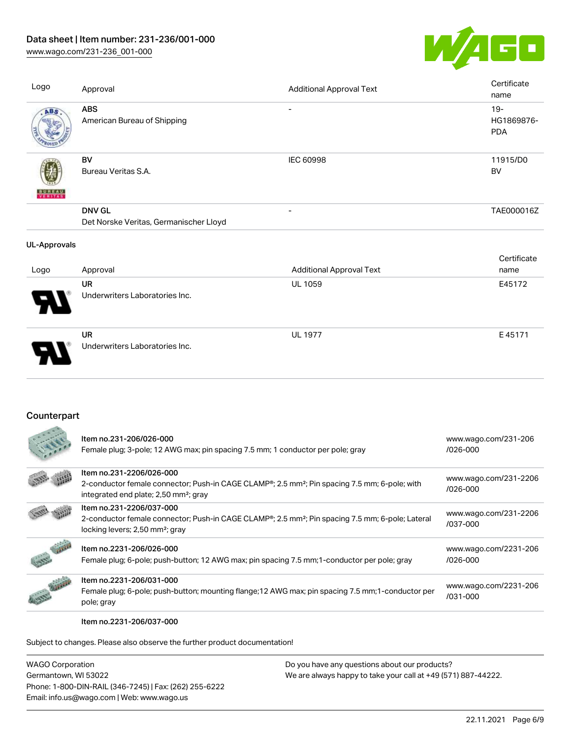| Logo | Approval | Additional Approval Text | Certificate name |
| --- | --- | --- | --- |
| | **ABS**<br>American Bureau of Shipping | - | 19-HG1869876-PDA |
| | **BV**<br>Bureau Veritas S.A. | IEC 60998 | 11915/D0 BV |
| | **DNV GL**<br>Det Norske Veritas, Germanischer Lloyd | - | TAE000016Z |

**UL-Approvals**

| Logo | Approval | Additional Approval Text | Certificate name |
| --- | --- | --- | --- |
| | **UR**<br>Underwriters Laboratories Inc. | UL 1059 | E45172 |
| | **UR**<br>Underwriters Laboratories Inc. | UL 1977 | E 45171 |

## Counterpart

| | | |
| --- | --- | --- |
| | Item no.231-206/026-000<br>Female plug; 3-pole; 12 AWG max; pin spacing 7.5 mm; 1 conductor per pole; gray | www.wago.com/231-206/026-000 |
| | Item no.231-2206/026-000<br>2-conductor female connector; Push-in CAGE CLAMP®; 2.5 mm²; Pin spacing 7.5 mm; 6-pole; with integrated end plate; 2,50 mm²; gray | www.wago.com/231-2206/026-000 |
| | Item no.231-2206/037-000<br>2-conductor female connector; Push-in CAGE CLAMP®; 2.5 mm²; Pin spacing 7.5 mm; 6-pole; Lateral locking levers; 2,50 mm²; gray | www.wago.com/231-2206/037-000 |
| | Item no.2231-206/026-000<br>Female plug; 6-pole; push-button; 12 AWG max; pin spacing 7.5 mm;1-conductor per pole; gray | www.wago.com/2231-206/026-000 |
| | Item no.2231-206/031-000<br>Female plug; 6-pole; push-button; mounting flange;12 AWG max; pin spacing 7.5 mm;1-conductor per pole; gray | www.wago.com/2231-206/031-000 |
| | Item no.2231-206/037-000 | |

Subject to changes. Please also observe the further product documentation!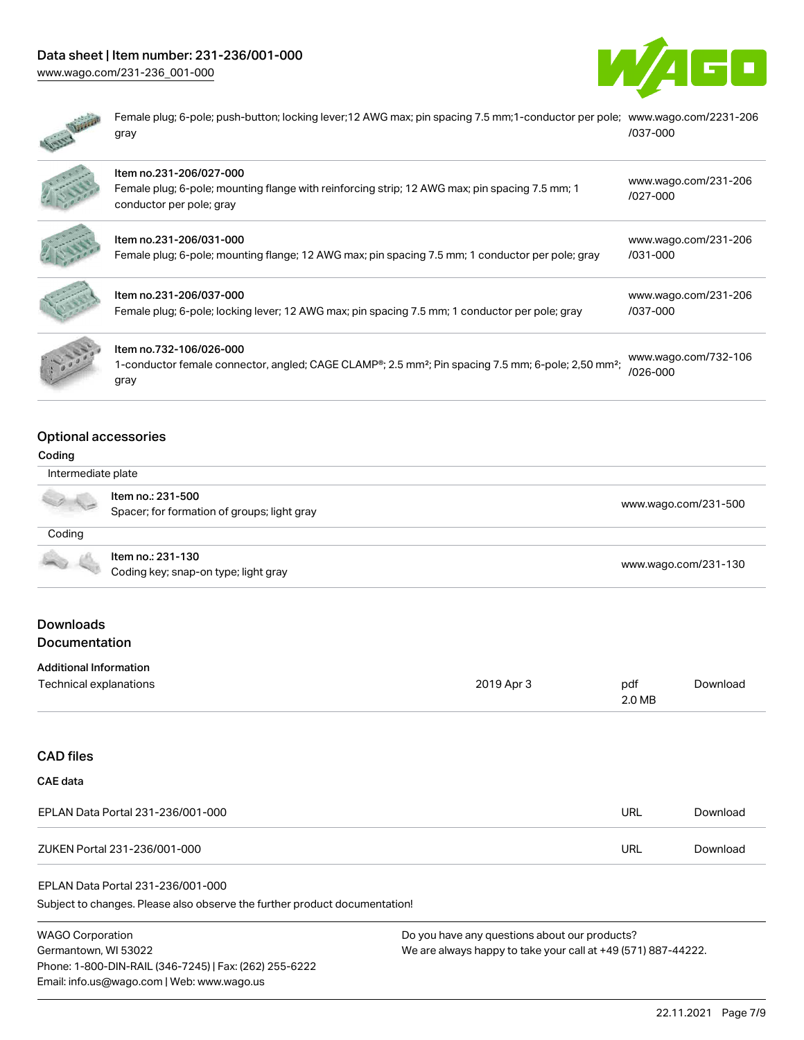| Description | Link |
| --- | --- |
| Female plug; 6-pole; push-button; locking lever;12 AWG max; pin spacing 7.5 mm;1-conductor per pole; gray | www.wago.com/2231-206/037-000 |
| Item no.231-206/027-000<br>Female plug; 6-pole; mounting flange with reinforcing strip; 12 AWG max; pin spacing 7.5 mm; 1 conductor per pole; gray | www.wago.com/231-206/027-000 |
| Item no.231-206/031-000<br>Female plug; 6-pole; mounting flange; 12 AWG max; pin spacing 7.5 mm; 1 conductor per pole; gray | www.wago.com/231-206/031-000 |
| Item no.231-206/037-000<br>Female plug; 6-pole; locking lever; 12 AWG max; pin spacing 7.5 mm; 1 conductor per pole; gray | www.wago.com/231-206/037-000 |
| Item no.732-106/026-000<br>1-conductor female connector, angled; CAGE CLAMP®; 2.5 mm²; Pin spacing 7.5 mm; 6-pole; 2,50 mm²; gray | www.wago.com/732-106/026-000 |

## Optional accessories

### Coding

**Intermediate plate**

| Item | Link |
| --- | --- |
| Item no.: 231-500<br>Spacer; for formation of groups; light gray | www.wago.com/231-500 |

**Coding**

| Item | Link |
| --- | --- |
| Item no.: 231-130<br>Coding key; snap-on type; light gray | www.wago.com/231-130 |

## Downloads

### Documentation

**Additional Information**

| Document | Date | Format | |
| --- | --- | --- | --- |
| Technical explanations | 2019 Apr 3 | pdf<br>2.0 MB | Download |

## CAD files

**CAE data**

| File | Type | |
| --- | --- | --- |
| EPLAN Data Portal 231-236/001-000 | URL | Download |
| ZUKEN Portal 231-236/001-000 | URL | Download |

EPLAN Data Portal 231-236/001-000

Subject to changes. Please also observe the further product documentation!

WAGO Corporation
Germantown, WI 53022
Phone: 1-800-DIN-RAIL (346-7245) | Fax: (262) 255-6222
Email: info.us@wago.com | Web: www.wago.us

Do you have any questions about our products?
We are always happy to take your call at +49 (571) 887-44222.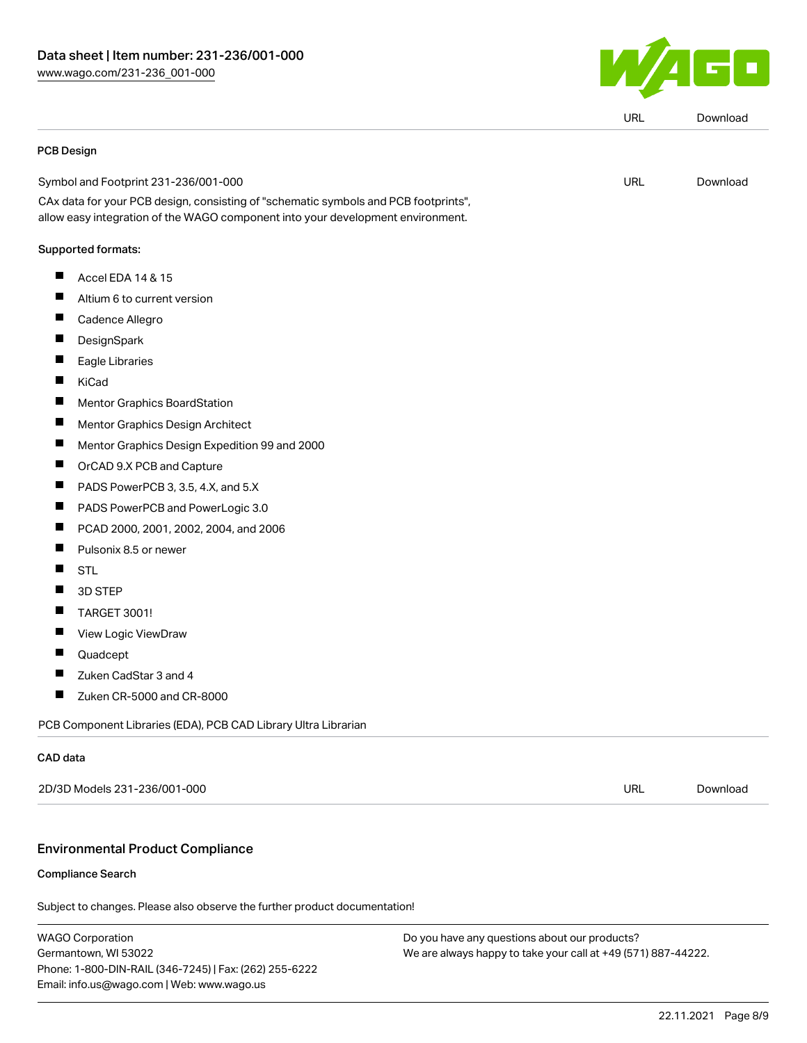| | URL | Download |
|---|---|---|

### PCB Design

| | | |
|---|---|---|
| Symbol and Footprint 231-236/001-000 | URL | Download |

CAx data for your PCB design, consisting of "schematic symbols and PCB footprints", allow easy integration of the WAGO component into your development environment.

**Supported formats:**

- Accel EDA 14 & 15
- Altium 6 to current version
- Cadence Allegro
- DesignSpark
- Eagle Libraries
- KiCad
- Mentor Graphics BoardStation
- Mentor Graphics Design Architect
- Mentor Graphics Design Expedition 99 and 2000
- OrCAD 9.X PCB and Capture
- PADS PowerPCB 3, 3.5, 4.X, and 5.X
- PADS PowerPCB and PowerLogic 3.0
- PCAD 2000, 2001, 2002, 2004, and 2006
- Pulsonix 8.5 or newer
- STL
- 3D STEP
- TARGET 3001!
- View Logic ViewDraw
- Quadcept
- Zuken CadStar 3 and 4
- Zuken CR-5000 and CR-8000

PCB Component Libraries (EDA), PCB CAD Library Ultra Librarian

### CAD data

| | | |
|---|---|---|
| 2D/3D Models 231-236/001-000 | URL | Download |

## Environmental Product Compliance

### Compliance Search

Subject to changes. Please also observe the further product documentation!

WAGO Corporation
Germantown, WI 53022
Phone: 1-800-DIN-RAIL (346-7245) | Fax: (262) 255-6222
Email: info.us@wago.com | Web: www.wago.us

Do you have any questions about our products?
We are always happy to take your call at +49 (571) 887-44222.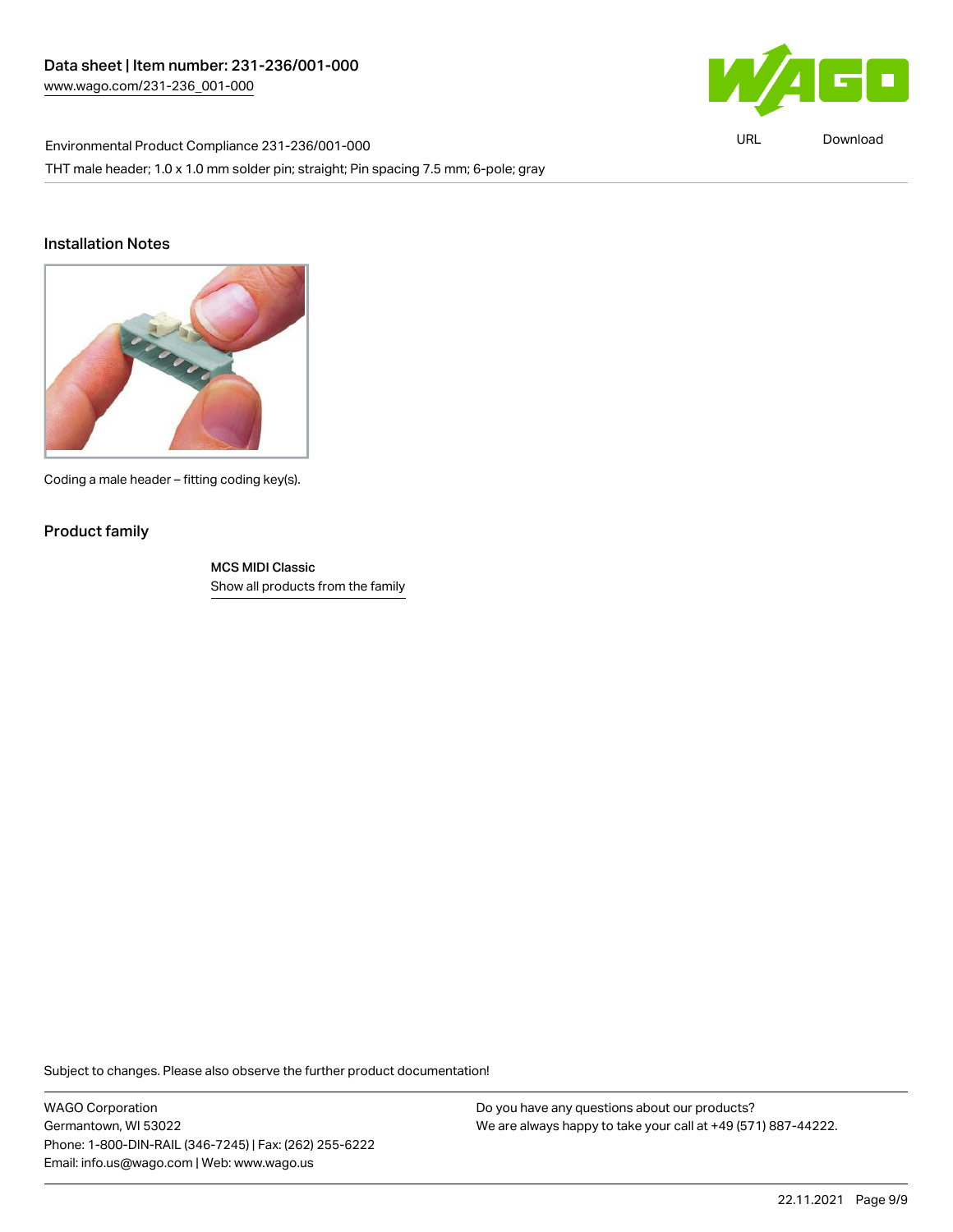Environmental Product Compliance 231-236/001-000

THT male header; 1.0 x 1.0 mm solder pin; straight; Pin spacing 7.5 mm; 6-pole; gray

## Installation Notes

Coding a male header – fitting coding key(s).

## Product family

**MCS MIDI Classic**

Show all products from the family

Subject to changes. Please also observe the further product documentation!

WAGO Corporation
Germantown, WI 53022
Phone: 1-800-DIN-RAIL (346-7245) | Fax: (262) 255-6222
Email: info.us@wago.com | Web: www.wago.us

Do you have any questions about our products?
We are always happy to take your call at +49 (571) 887-44222.